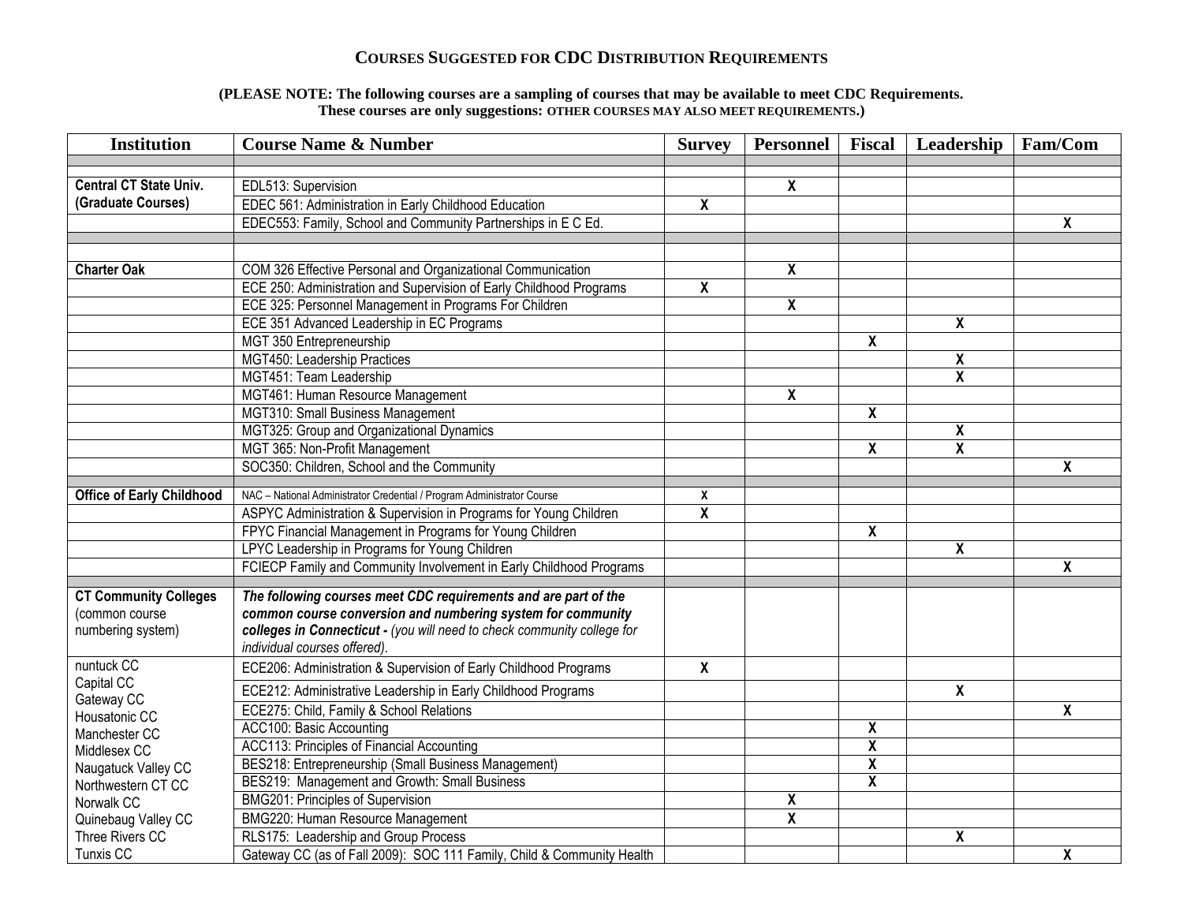## COURSES SUGGESTED FOR CDC DISTRIBUTION REQUIREMENTS

**(PLEASE NOTE: The following courses are a sampling of courses that may be available to meet CDC Requirements. These courses are only suggestions: OTHER COURSES MAY ALSO MEET REQUIREMENTS.)**

| Institution | Course Name & Number | Survey | Personnel | Fiscal | Leadership | Fam/Com |
|---|---|---|---|---|---|---|
| | | | | | | |
| **Central CT State Univ. (Graduate Courses)** | EDL513: Supervision | | X | | | |
| | EDEC 561: Administration in Early Childhood Education | X | | | | |
| | EDEC553: Family, School and Community Partnerships in E C Ed. | | | | | X |
| | | | | | | |
| **Charter Oak** | COM 326 Effective Personal and Organizational Communication | | X | | | |
| | ECE 250: Administration and Supervision of Early Childhood Programs | X | | | | |
| | ECE 325: Personnel Management in Programs For Children | | X | | | |
| | ECE 351 Advanced Leadership in EC Programs | | | | X | |
| | MGT 350 Entrepreneurship | | | X | | |
| | MGT450: Leadership Practices | | | | X | |
| | MGT451: Team Leadership | | | | X | |
| | MGT461: Human Resource Management | | X | | | |
| | MGT310: Small Business Management | | | X | | |
| | MGT325: Group and Organizational Dynamics | | | | X | |
| | MGT 365: Non-Profit Management | | | X | X | |
| | SOC350: Children, School and the Community | | | | | X |
| **Office of Early Childhood** | NAC – National Administrator Credential / Program Administrator Course | X | | | | |
| | ASPYC Administration & Supervision in Programs for Young Children | X | | | | |
| | FPYC Financial Management in Programs for Young Children | | | X | | |
| | LPYC Leadership in Programs for Young Children | | | | X | |
| | FCIECP Family and Community Involvement in Early Childhood Programs | | | | | X |
| **CT Community Colleges** (common course numbering system) | ***The following courses meet CDC requirements and are part of the common course conversion and numbering system for community colleges in Connecticut -*** *(you will need to check community college for individual courses offered).* | | | | | |
| nuntuck CC | ECE206: Administration & Supervision of Early Childhood Programs | X | | | | |
| Capital CC, Gateway CC | ECE212: Administrative Leadership in Early Childhood Programs | | | | X | |
| Housatonic CC | ECE275: Child, Family & School Relations | | | | | X |
| Manchester CC | ACC100: Basic Accounting | | | X | | |
| Middlesex CC | ACC113: Principles of Financial Accounting | | | X | | |
| Naugatuck Valley CC | BES218: Entrepreneurship (Small Business Management) | | | X | | |
| Northwestern CT CC | BES219: Management and Growth: Small Business | | | X | | |
| Norwalk CC | BMG201: Principles of Supervision | | X | | | |
| Quinebaug Valley CC | BMG220: Human Resource Management | | X | | | |
| Three Rivers CC | RLS175: Leadership and Group Process | | | | X | |
| Tunxis CC | Gateway CC (as of Fall 2009): SOC 111 Family, Child & Community Health | | | | | X |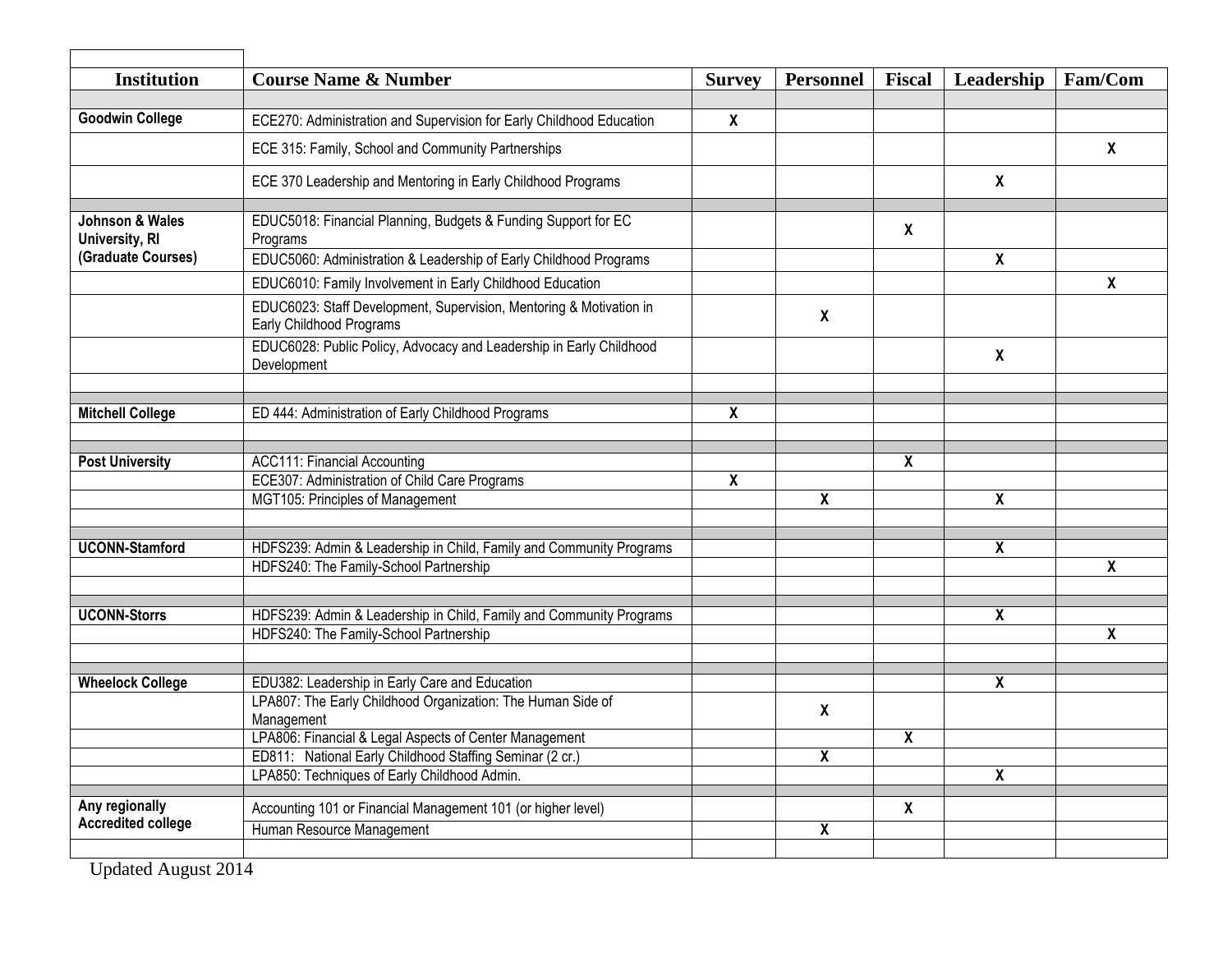| Institution | Course Name & Number | Survey | Personnel | Fiscal | Leadership | Fam/Com |
|---|---|---|---|---|---|---|
| | | | | | | |
| **Goodwin College** | ECE270: Administration and Supervision for Early Childhood Education | X | | | | |
| | ECE 315: Family, School and Community Partnerships | | | | | X |
| | ECE 370 Leadership and Mentoring in Early Childhood Programs | | | | X | |
| | | | | | | |
| **Johnson & Wales University, RI (Graduate Courses)** | EDUC5018: Financial Planning, Budgets & Funding Support for EC Programs | | | X | | |
| | EDUC5060: Administration & Leadership of Early Childhood Programs | | | | X | |
| | EDUC6010: Family Involvement in Early Childhood Education | | | | | X |
| | EDUC6023: Staff Development, Supervision, Mentoring & Motivation in Early Childhood Programs | | X | | | |
| | EDUC6028: Public Policy, Advocacy and Leadership in Early Childhood Development | | | | X | |
| | | | | | | |
| | | | | | | |
| **Mitchell College** | ED 444: Administration of Early Childhood Programs | X | | | | |
| | | | | | | |
| | | | | | | |
| **Post University** | ACC111: Financial Accounting | | | X | | |
| | ECE307: Administration of Child Care Programs | X | | | | |
| | MGT105: Principles of Management | | X | | X | |
| | | | | | | |
| | | | | | | |
| **UCONN-Stamford** | HDFS239: Admin & Leadership in Child, Family and Community Programs | | | | X | |
| | HDFS240: The Family-School Partnership | | | | | X |
| | | | | | | |
| | | | | | | |
| **UCONN-Storrs** | HDFS239: Admin & Leadership in Child, Family and Community Programs | | | | X | |
| | HDFS240: The Family-School Partnership | | | | | X |
| | | | | | | |
| | | | | | | |
| **Wheelock College** | EDU382: Leadership in Early Care and Education | | | | X | |
| | LPA807: The Early Childhood Organization: The Human Side of Management | | X | | | |
| | LPA806: Financial & Legal Aspects of Center Management | | | X | | |
| | ED811: National Early Childhood Staffing Seminar (2 cr.) | | X | | | |
| | LPA850: Techniques of Early Childhood Admin. | | | | X | |
| | | | | | | |
| **Any regionally Accredited college** | Accounting 101 or Financial Management 101 (or higher level) | | | X | | |
| | Human Resource Management | | X | | | |
| | | | | | | |

Updated August 2014